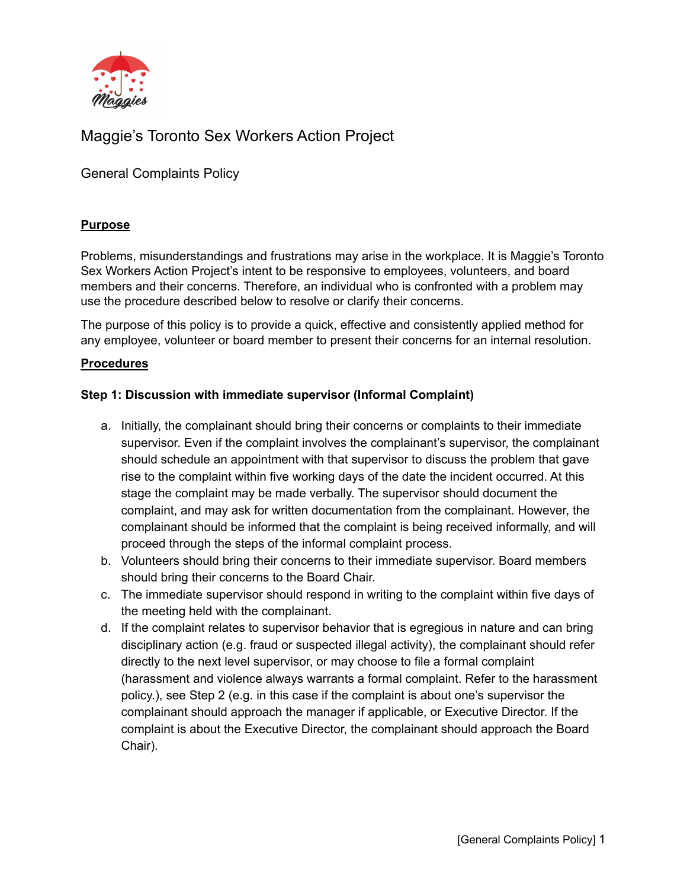# Maggie's Toronto Sex Workers Action Project

## General Complaints Policy

### Purpose

Problems, misunderstandings and frustrations may arise in the workplace. It is Maggie's Toronto Sex Workers Action Project's intent to be responsive to employees, volunteers, and board members and their concerns. Therefore, an individual who is confronted with a problem may use the procedure described below to resolve or clarify their concerns.

The purpose of this policy is to provide a quick, effective and consistently applied method for any employee, volunteer or board member to present their concerns for an internal resolution.

### Procedures

**Step 1: Discussion with immediate supervisor (Informal Complaint)**

a. Initially, the complainant should bring their concerns or complaints to their immediate supervisor. Even if the complaint involves the complainant's supervisor, the complainant should schedule an appointment with that supervisor to discuss the problem that gave rise to the complaint within five working days of the date the incident occurred. At this stage the complaint may be made verbally. The supervisor should document the complaint, and may ask for written documentation from the complainant. However, the complainant should be informed that the complaint is being received informally, and will proceed through the steps of the informal complaint process.

b. Volunteers should bring their concerns to their immediate supervisor. Board members should bring their concerns to the Board Chair.

c. The immediate supervisor should respond in writing to the complaint within five days of the meeting held with the complainant.

d. If the complaint relates to supervisor behavior that is egregious in nature and can bring disciplinary action (e.g. fraud or suspected illegal activity), the complainant should refer directly to the next level supervisor, or may choose to file a formal complaint (harassment and violence always warrants a formal complaint. Refer to the harassment policy.), see Step 2 (e.g. in this case if the complaint is about one's supervisor the complainant should approach the manager if applicable, or Executive Director. If the complaint is about the Executive Director, the complainant should approach the Board Chair).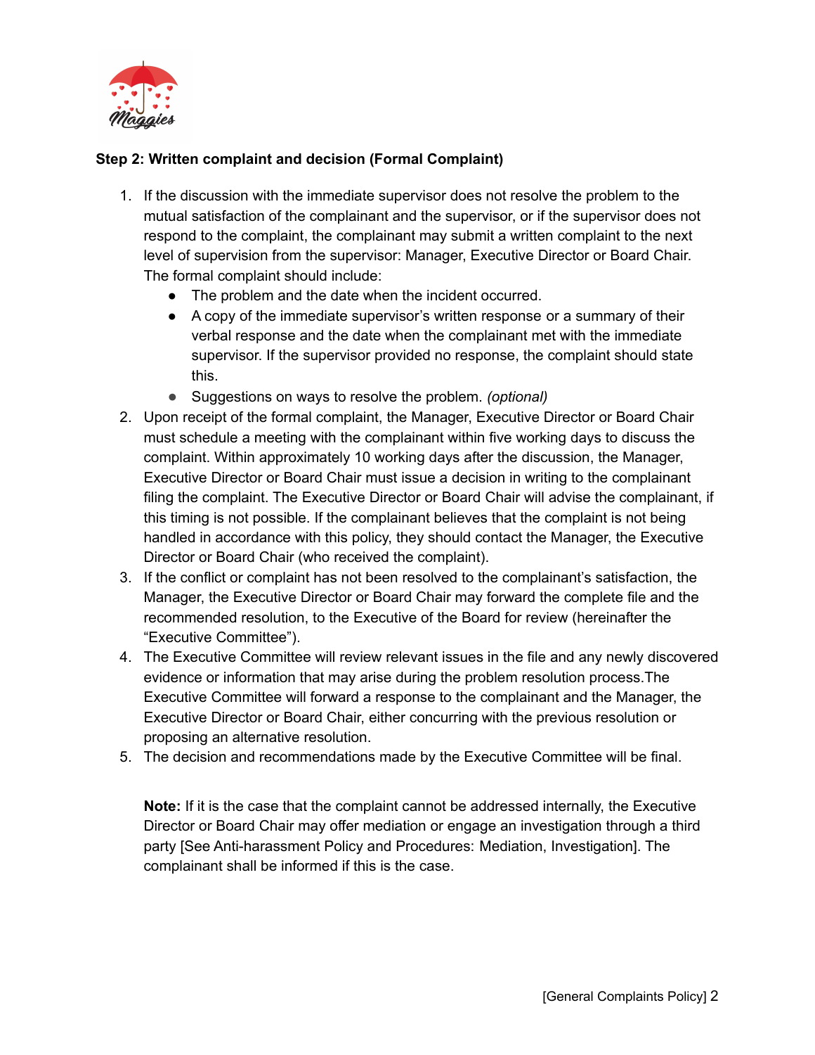**Step 2: Written complaint and decision (Formal Complaint)**

1. If the discussion with the immediate supervisor does not resolve the problem to the mutual satisfaction of the complainant and the supervisor, or if the supervisor does not respond to the complaint, the complainant may submit a written complaint to the next level of supervision from the supervisor: Manager, Executive Director or Board Chair. The formal complaint should include:
   - The problem and the date when the incident occurred.
   - A copy of the immediate supervisor's written response or a summary of their verbal response and the date when the complainant met with the immediate supervisor. If the supervisor provided no response, the complaint should state this.
   - Suggestions on ways to resolve the problem. *(optional)*
2. Upon receipt of the formal complaint, the Manager, Executive Director or Board Chair must schedule a meeting with the complainant within five working days to discuss the complaint. Within approximately 10 working days after the discussion, the Manager, Executive Director or Board Chair must issue a decision in writing to the complainant filing the complaint. The Executive Director or Board Chair will advise the complainant, if this timing is not possible. If the complainant believes that the complaint is not being handled in accordance with this policy, they should contact the Manager, the Executive Director or Board Chair (who received the complaint).
3. If the conflict or complaint has not been resolved to the complainant's satisfaction, the Manager, the Executive Director or Board Chair may forward the complete file and the recommended resolution, to the Executive of the Board for review (hereinafter the "Executive Committee").
4. The Executive Committee will review relevant issues in the file and any newly discovered evidence or information that may arise during the problem resolution process.The Executive Committee will forward a response to the complainant and the Manager, the Executive Director or Board Chair, either concurring with the previous resolution or proposing an alternative resolution.
5. The decision and recommendations made by the Executive Committee will be final.

**Note:** If it is the case that the complaint cannot be addressed internally, the Executive Director or Board Chair may offer mediation or engage an investigation through a third party [See Anti-harassment Policy and Procedures: Mediation, Investigation]. The complainant shall be informed if this is the case.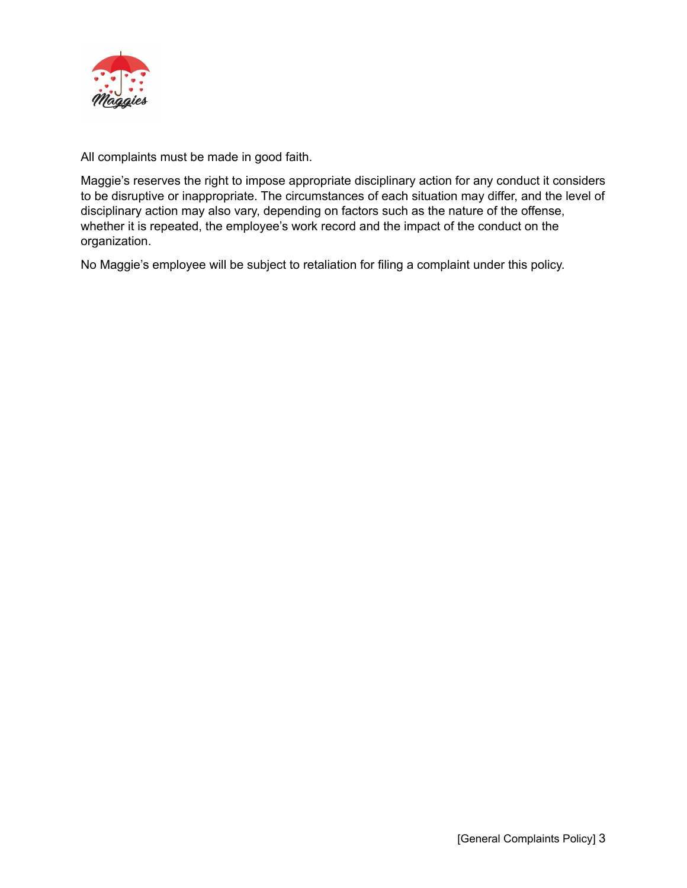All complaints must be made in good faith.

Maggie's reserves the right to impose appropriate disciplinary action for any conduct it considers to be disruptive or inappropriate. The circumstances of each situation may differ, and the level of disciplinary action may also vary, depending on factors such as the nature of the offense, whether it is repeated, the employee's work record and the impact of the conduct on the organization.

No Maggie's employee will be subject to retaliation for filing a complaint under this policy.